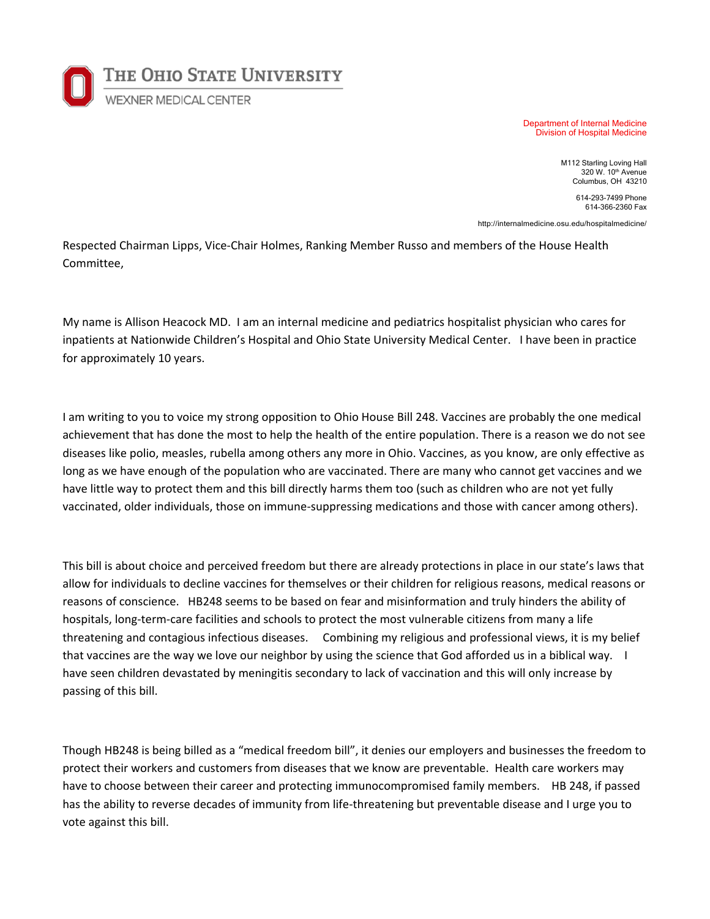**THE OHIO STATE UNIVERSITY**
WEXNER MEDICAL CENTER

Department of Internal Medicine
Division of Hospital Medicine

M112 Starling Loving Hall
320 W. 10th Avenue
Columbus, OH 43210

614-293-7499 Phone
614-366-2360 Fax

http://internalmedicine.osu.edu/hospitalmedicine/

Respected Chairman Lipps, Vice-Chair Holmes, Ranking Member Russo and members of the House Health Committee,

My name is Allison Heacock MD. I am an internal medicine and pediatrics hospitalist physician who cares for inpatients at Nationwide Children's Hospital and Ohio State University Medical Center. I have been in practice for approximately 10 years.

I am writing to you to voice my strong opposition to Ohio House Bill 248. Vaccines are probably the one medical achievement that has done the most to help the health of the entire population. There is a reason we do not see diseases like polio, measles, rubella among others any more in Ohio. Vaccines, as you know, are only effective as long as we have enough of the population who are vaccinated. There are many who cannot get vaccines and we have little way to protect them and this bill directly harms them too (such as children who are not yet fully vaccinated, older individuals, those on immune-suppressing medications and those with cancer among others).

This bill is about choice and perceived freedom but there are already protections in place in our state's laws that allow for individuals to decline vaccines for themselves or their children for religious reasons, medical reasons or reasons of conscience. HB248 seems to be based on fear and misinformation and truly hinders the ability of hospitals, long-term-care facilities and schools to protect the most vulnerable citizens from many a life threatening and contagious infectious diseases. Combining my religious and professional views, it is my belief that vaccines are the way we love our neighbor by using the science that God afforded us in a biblical way. I have seen children devastated by meningitis secondary to lack of vaccination and this will only increase by passing of this bill.

Though HB248 is being billed as a "medical freedom bill", it denies our employers and businesses the freedom to protect their workers and customers from diseases that we know are preventable. Health care workers may have to choose between their career and protecting immunocompromised family members. HB 248, if passed has the ability to reverse decades of immunity from life-threatening but preventable disease and I urge you to vote against this bill.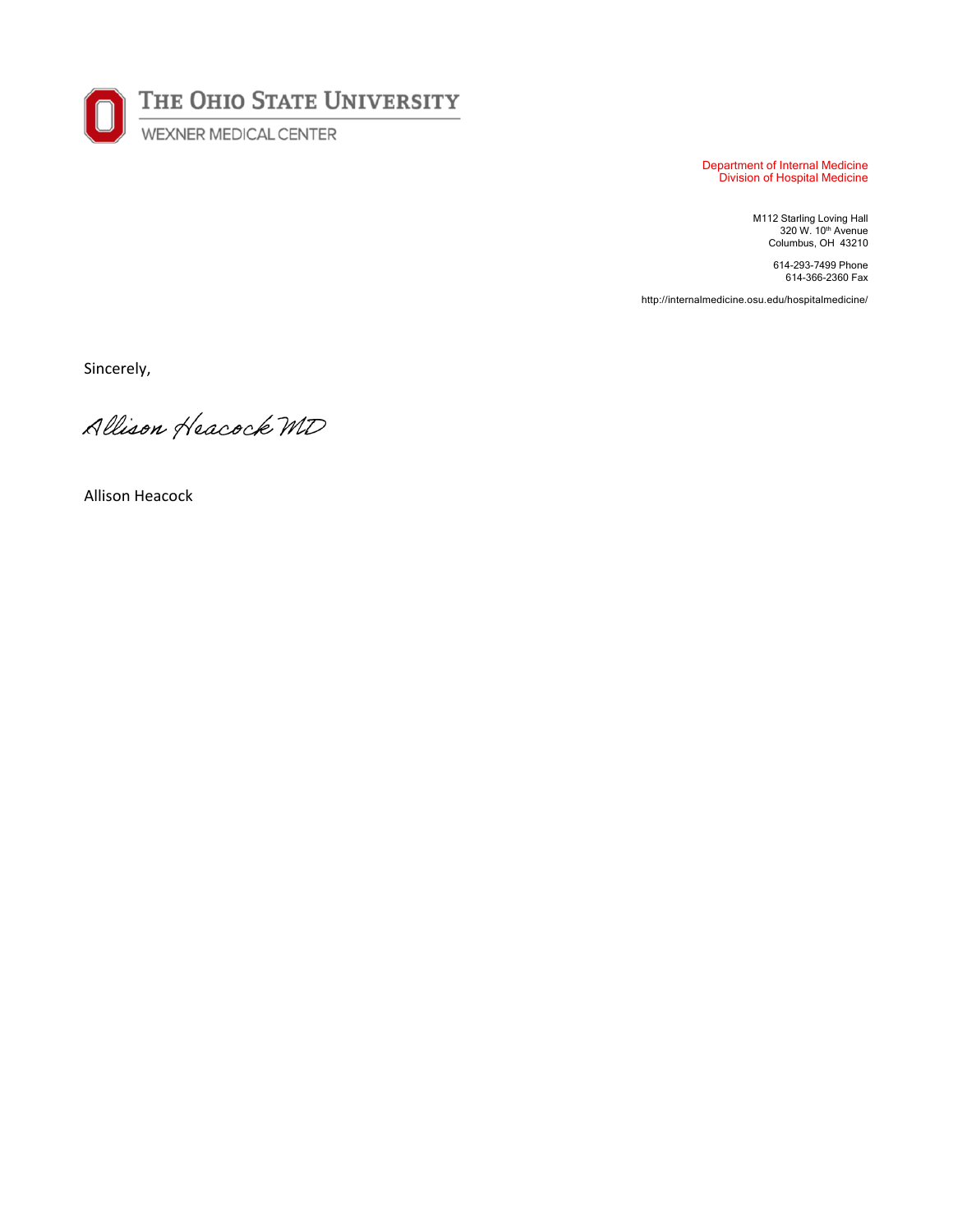THE OHIO STATE UNIVERSITY

WEXNER MEDICAL CENTER

Department of Internal Medicine
Division of Hospital Medicine

M112 Starling Loving Hall
320 W. 10th Avenue
Columbus, OH 43210

614-293-7499 Phone
614-366-2360 Fax

http://internalmedicine.osu.edu/hospitalmedicine/

Sincerely,

Allison Heacock MD

Allison Heacock